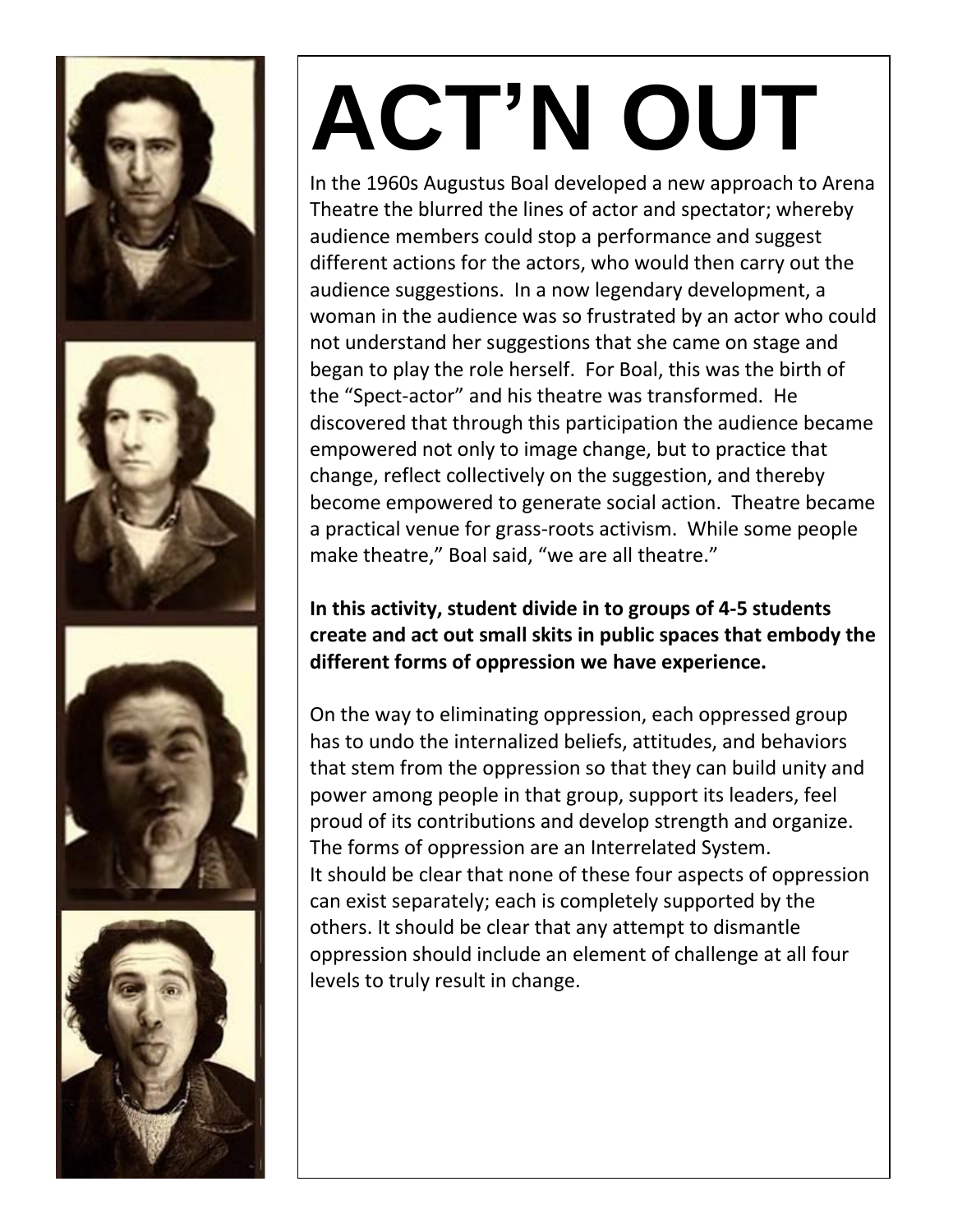# ACT'N OUT

In the 1960s Augustus Boal developed a new approach to Arena Theatre the blurred the lines of actor and spectator; whereby audience members could stop a performance and suggest different actions for the actors, who would then carry out the audience suggestions. In a now legendary development, a woman in the audience was so frustrated by an actor who could not understand her suggestions that she came on stage and began to play the role herself. For Boal, this was the birth of the "Spect-actor" and his theatre was transformed. He discovered that through this participation the audience became empowered not only to image change, but to practice that change, reflect collectively on the suggestion, and thereby become empowered to generate social action. Theatre became a practical venue for grass-roots activism. While some people make theatre," Boal said, "we are all theatre."

**In this activity, student divide in to groups of 4-5 students create and act out small skits in public spaces that embody the different forms of oppression we have experience.**

On the way to eliminating oppression, each oppressed group has to undo the internalized beliefs, attitudes, and behaviors that stem from the oppression so that they can build unity and power among people in that group, support its leaders, feel proud of its contributions and develop strength and organize. The forms of oppression are an Interrelated System.
It should be clear that none of these four aspects of oppression can exist separately; each is completely supported by the others. It should be clear that any attempt to dismantle oppression should include an element of challenge at all four levels to truly result in change.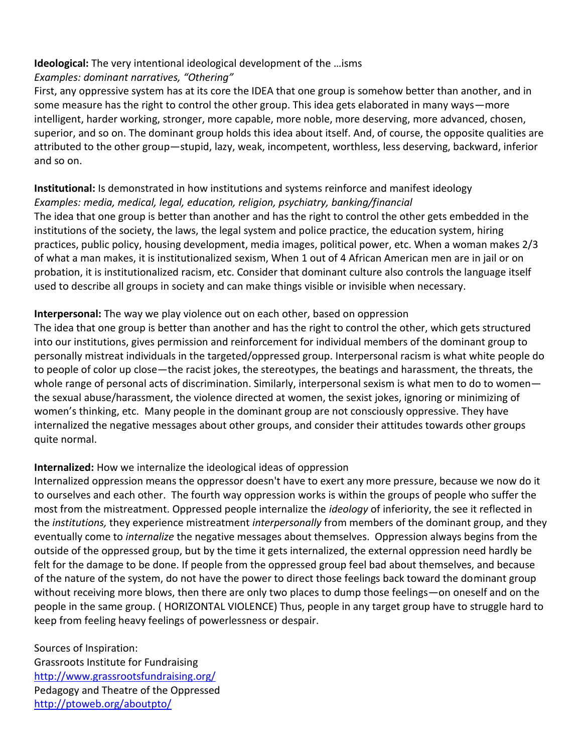**Ideological:** The very intentional ideological development of the …isms
*Examples: dominant narratives, "Othering"*
First, any oppressive system has at its core the IDEA that one group is somehow better than another, and in some measure has the right to control the other group. This idea gets elaborated in many ways—more intelligent, harder working, stronger, more capable, more noble, more deserving, more advanced, chosen, superior, and so on. The dominant group holds this idea about itself. And, of course, the opposite qualities are attributed to the other group—stupid, lazy, weak, incompetent, worthless, less deserving, backward, inferior and so on.

**Institutional:** Is demonstrated in how institutions and systems reinforce and manifest ideology
*Examples: media, medical, legal, education, religion, psychiatry, banking/financial*
The idea that one group is better than another and has the right to control the other gets embedded in the institutions of the society, the laws, the legal system and police practice, the education system, hiring practices, public policy, housing development, media images, political power, etc. When a woman makes 2/3 of what a man makes, it is institutionalized sexism, When 1 out of 4 African American men are in jail or on probation, it is institutionalized racism, etc. Consider that dominant culture also controls the language itself used to describe all groups in society and can make things visible or invisible when necessary.

**Interpersonal:** The way we play violence out on each other, based on oppression
The idea that one group is better than another and has the right to control the other, which gets structured into our institutions, gives permission and reinforcement for individual members of the dominant group to personally mistreat individuals in the targeted/oppressed group. Interpersonal racism is what white people do to people of color up close—the racist jokes, the stereotypes, the beatings and harassment, the threats, the whole range of personal acts of discrimination. Similarly, interpersonal sexism is what men to do to women—the sexual abuse/harassment, the violence directed at women, the sexist jokes, ignoring or minimizing of women's thinking, etc. Many people in the dominant group are not consciously oppressive. They have internalized the negative messages about other groups, and consider their attitudes towards other groups quite normal.

**Internalized:** How we internalize the ideological ideas of oppression
Internalized oppression means the oppressor doesn't have to exert any more pressure, because we now do it to ourselves and each other. The fourth way oppression works is within the groups of people who suffer the most from the mistreatment. Oppressed people internalize the *ideology* of inferiority, the see it reflected in the *institutions,* they experience mistreatment *interpersonally* from members of the dominant group, and they eventually come to *internalize* the negative messages about themselves. Oppression always begins from the outside of the oppressed group, but by the time it gets internalized, the external oppression need hardly be felt for the damage to be done. If people from the oppressed group feel bad about themselves, and because of the nature of the system, do not have the power to direct those feelings back toward the dominant group without receiving more blows, then there are only two places to dump those feelings—on oneself and on the people in the same group. ( HORIZONTAL VIOLENCE) Thus, people in any target group have to struggle hard to keep from feeling heavy feelings of powerlessness or despair.

Sources of Inspiration:
Grassroots Institute for Fundraising
http://www.grassrootsfundraising.org/
Pedagogy and Theatre of the Oppressed
http://ptoweb.org/aboutpto/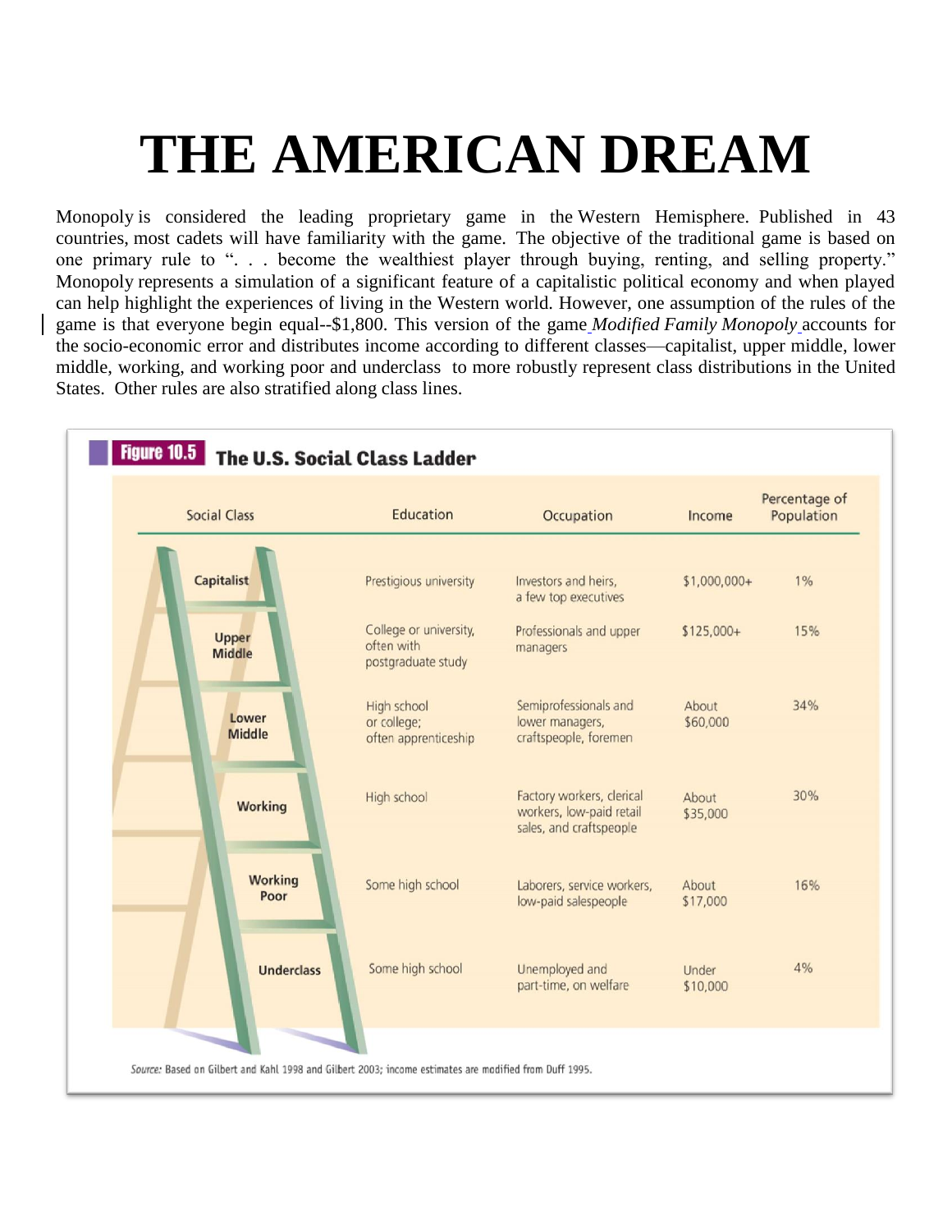# THE AMERICAN DREAM

Monopoly is considered the leading proprietary game in the Western Hemisphere. Published in 43 countries, most cadets will have familiarity with the game. The objective of the traditional game is based on one primary rule to ". . . become the wealthiest player through buying, renting, and selling property." Monopoly represents a simulation of a significant feature of a capitalistic political economy and when played can help highlight the experiences of living in the Western world. However, one assumption of the rules of the game is that everyone begin equal--$1,800. This version of the game *Modified Family Monopoly* accounts for the socio-economic error and distributes income according to different classes—capitalist, upper middle, lower middle, working, and working poor and underclass to more robustly represent class distributions in the United States. Other rules are also stratified along class lines.

**Figure 10.5 The U.S. Social Class Ladder**

| Social Class | Education | Occupation | Income | Percentage of Population |
|---|---|---|---|---|
| Capitalist | Prestigious university | Investors and heirs, a few top executives | $1,000,000+ | 1% |
| Upper Middle | College or university, often with postgraduate study | Professionals and upper managers | $125,000+ | 15% |
| Lower Middle | High school or college; often apprenticeship | Semiprofessionals and lower managers, craftspeople, foremen | About $60,000 | 34% |
| Working | High school | Factory workers, clerical workers, low-paid retail sales, and craftspeople | About $35,000 | 30% |
| Working Poor | Some high school | Laborers, service workers, low-paid salespeople | About $17,000 | 16% |
| Underclass | Some high school | Unemployed and part-time, on welfare | Under $10,000 | 4% |

*Source:* Based on Gilbert and Kahl 1998 and Gilbert 2003; income estimates are modified from Duff 1995.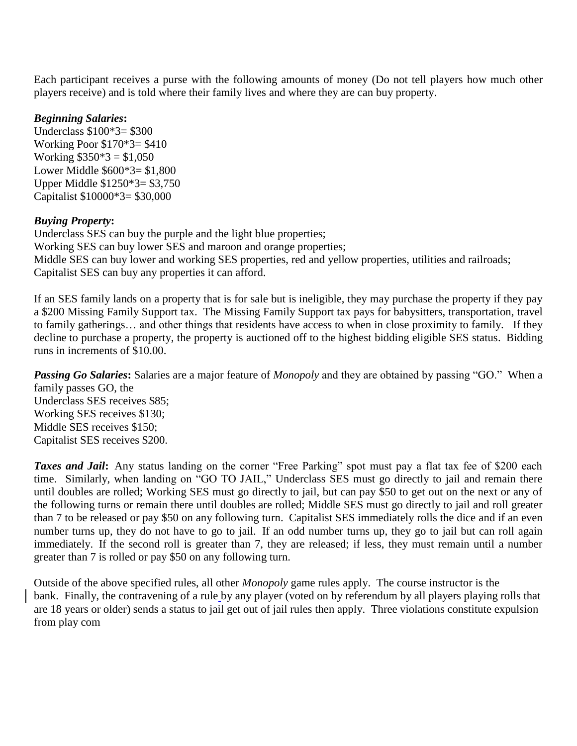Each participant receives a purse with the following amounts of money (Do not tell players how much other players receive) and is told where their family lives and where they are can buy property.

***Beginning Salaries*:**
Underclass $100*3= $300
Working Poor $170*3= $410
Working $350*3 = $1,050
Lower Middle $600*3= $1,800
Upper Middle $1250*3= $3,750
Capitalist $10000*3= $30,000

***Buying Property*:**
Underclass SES can buy the purple and the light blue properties;
Working SES can buy lower SES and maroon and orange properties;
Middle SES can buy lower and working SES properties, red and yellow properties, utilities and railroads;
Capitalist SES can buy any properties it can afford.

If an SES family lands on a property that is for sale but is ineligible, they may purchase the property if they pay a $200 Missing Family Support tax. The Missing Family Support tax pays for babysitters, transportation, travel to family gatherings… and other things that residents have access to when in close proximity to family. If they decline to purchase a property, the property is auctioned off to the highest bidding eligible SES status. Bidding runs in increments of $10.00.

***Passing Go Salaries*:** Salaries are a major feature of *Monopoly* and they are obtained by passing "GO." When a family passes GO, the
Underclass SES receives $85;
Working SES receives $130;
Middle SES receives $150;
Capitalist SES receives $200.

***Taxes and Jail*:** Any status landing on the corner "Free Parking" spot must pay a flat tax fee of $200 each time. Similarly, when landing on "GO TO JAIL," Underclass SES must go directly to jail and remain there until doubles are rolled; Working SES must go directly to jail, but can pay $50 to get out on the next or any of the following turns or remain there until doubles are rolled; Middle SES must go directly to jail and roll greater than 7 to be released or pay $50 on any following turn. Capitalist SES immediately rolls the dice and if an even number turns up, they do not have to go to jail. If an odd number turns up, they go to jail but can roll again immediately. If the second roll is greater than 7, they are released; if less, they must remain until a number greater than 7 is rolled or pay $50 on any following turn.

Outside of the above specified rules, all other *Monopoly* game rules apply. The course instructor is the bank. Finally, the contravening of a rule by any player (voted on by referendum by all players playing rolls that are 18 years or older) sends a status to jail get out of jail rules then apply. Three violations constitute expulsion from play com